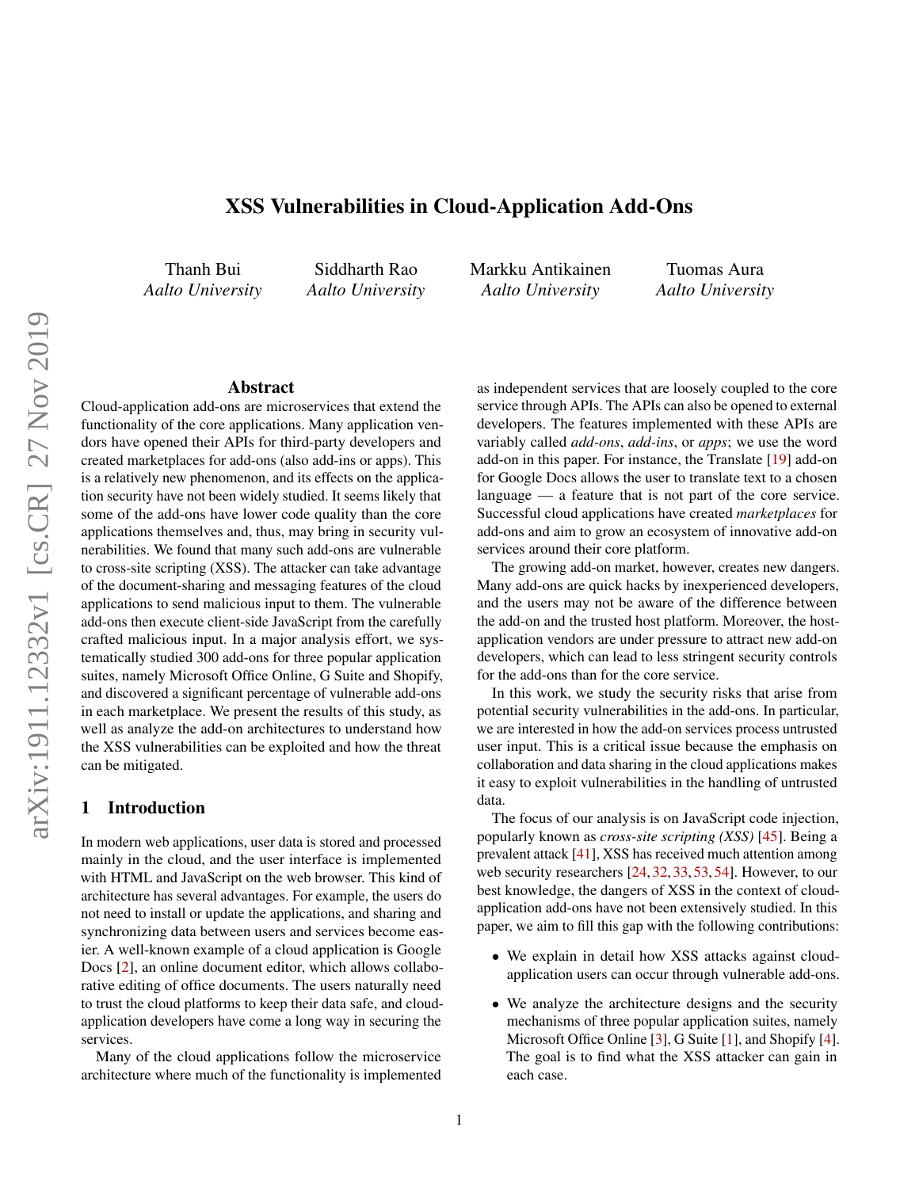# XSS Vulnerabilities in Cloud-Application Add-Ons

Thanh Bui
*Aalto University*

Siddharth Rao
*Aalto University*

Markku Antikainen
*Aalto University*

Tuomas Aura
*Aalto University*

## Abstract

Cloud-application add-ons are microservices that extend the functionality of the core applications. Many application vendors have opened their APIs for third-party developers and created marketplaces for add-ons (also add-ins or apps). This is a relatively new phenomenon, and its effects on the application security have not been widely studied. It seems likely that some of the add-ons have lower code quality than the core applications themselves and, thus, may bring in security vulnerabilities. We found that many such add-ons are vulnerable to cross-site scripting (XSS). The attacker can take advantage of the document-sharing and messaging features of the cloud applications to send malicious input to them. The vulnerable add-ons then execute client-side JavaScript from the carefully crafted malicious input. In a major analysis effort, we systematically studied 300 add-ons for three popular application suites, namely Microsoft Office Online, G Suite and Shopify, and discovered a significant percentage of vulnerable add-ons in each marketplace. We present the results of this study, as well as analyze the add-on architectures to understand how the XSS vulnerabilities can be exploited and how the threat can be mitigated.

## 1 Introduction

In modern web applications, user data is stored and processed mainly in the cloud, and the user interface is implemented with HTML and JavaScript on the web browser. This kind of architecture has several advantages. For example, the users do not need to install or update the applications, and sharing and synchronizing data between users and services become easier. A well-known example of a cloud application is Google Docs [2], an online document editor, which allows collaborative editing of office documents. The users naturally need to trust the cloud platforms to keep their data safe, and cloud-application developers have come a long way in securing the services.

Many of the cloud applications follow the microservice architecture where much of the functionality is implemented as independent services that are loosely coupled to the core service through APIs. The APIs can also be opened to external developers. The features implemented with these APIs are variably called *add-ons*, *add-ins*, or *apps*; we use the word add-on in this paper. For instance, the Translate [19] add-on for Google Docs allows the user to translate text to a chosen language — a feature that is not part of the core service. Successful cloud applications have created *marketplaces* for add-ons and aim to grow an ecosystem of innovative add-on services around their core platform.

The growing add-on market, however, creates new dangers. Many add-ons are quick hacks by inexperienced developers, and the users may not be aware of the difference between the add-on and the trusted host platform. Moreover, the host-application vendors are under pressure to attract new add-on developers, which can lead to less stringent security controls for the add-ons than for the core service.

In this work, we study the security risks that arise from potential security vulnerabilities in the add-ons. In particular, we are interested in how the add-on services process untrusted user input. This is a critical issue because the emphasis on collaboration and data sharing in the cloud applications makes it easy to exploit vulnerabilities in the handling of untrusted data.

The focus of our analysis is on JavaScript code injection, popularly known as *cross-site scripting (XSS)* [45]. Being a prevalent attack [41], XSS has received much attention among web security researchers [24, 32, 33, 53, 54]. However, to our best knowledge, the dangers of XSS in the context of cloud-application add-ons have not been extensively studied. In this paper, we aim to fill this gap with the following contributions:

- We explain in detail how XSS attacks against cloud-application users can occur through vulnerable add-ons.
- We analyze the architecture designs and the security mechanisms of three popular application suites, namely Microsoft Office Online [3], G Suite [1], and Shopify [4]. The goal is to find what the XSS attacker can gain in each case.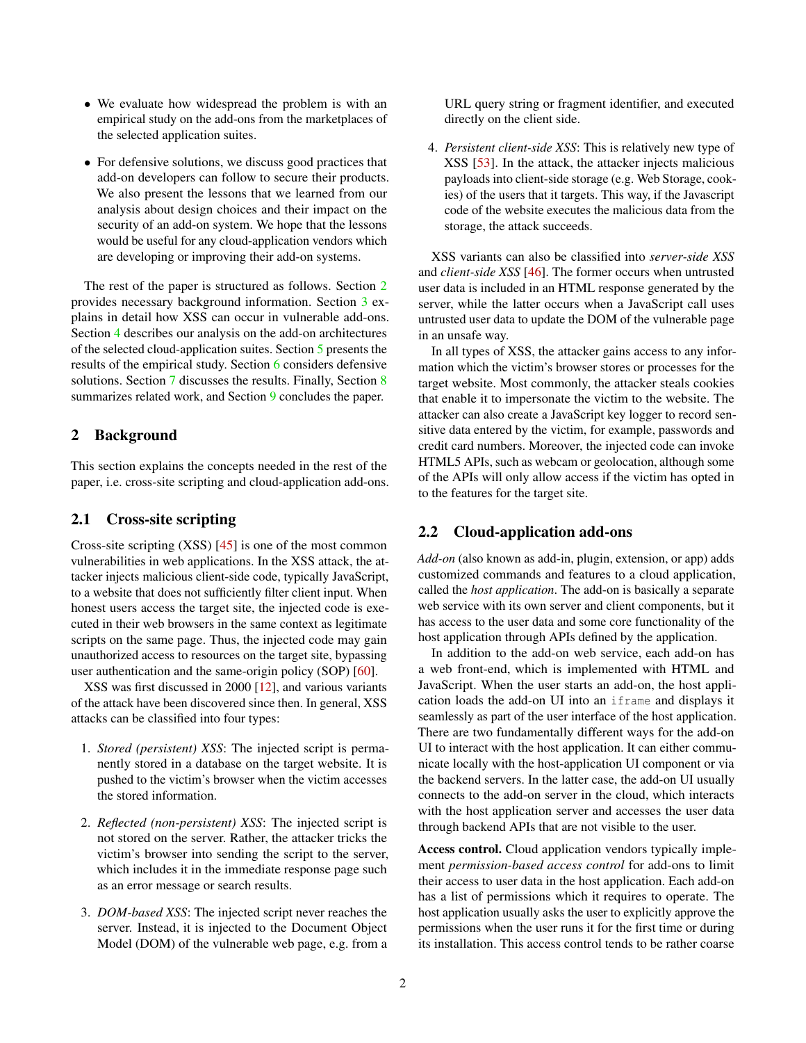- We evaluate how widespread the problem is with an empirical study on the add-ons from the marketplaces of the selected application suites.
- For defensive solutions, we discuss good practices that add-on developers can follow to secure their products. We also present the lessons that we learned from our analysis about design choices and their impact on the security of an add-on system. We hope that the lessons would be useful for any cloud-application vendors which are developing or improving their add-on systems.

The rest of the paper is structured as follows. Section 2 provides necessary background information. Section 3 explains in detail how XSS can occur in vulnerable add-ons. Section 4 describes our analysis on the add-on architectures of the selected cloud-application suites. Section 5 presents the results of the empirical study. Section 6 considers defensive solutions. Section 7 discusses the results. Finally, Section 8 summarizes related work, and Section 9 concludes the paper.

## 2 Background

This section explains the concepts needed in the rest of the paper, i.e. cross-site scripting and cloud-application add-ons.

### 2.1 Cross-site scripting

Cross-site scripting (XSS) [45] is one of the most common vulnerabilities in web applications. In the XSS attack, the attacker injects malicious client-side code, typically JavaScript, to a website that does not sufficiently filter client input. When honest users access the target site, the injected code is executed in their web browsers in the same context as legitimate scripts on the same page. Thus, the injected code may gain unauthorized access to resources on the target site, bypassing user authentication and the same-origin policy (SOP) [60].

XSS was first discussed in 2000 [12], and various variants of the attack have been discovered since then. In general, XSS attacks can be classified into four types:

1. *Stored (persistent) XSS*: The injected script is permanently stored in a database on the target website. It is pushed to the victim's browser when the victim accesses the stored information.
2. *Reflected (non-persistent) XSS*: The injected script is not stored on the server. Rather, the attacker tricks the victim's browser into sending the script to the server, which includes it in the immediate response page such as an error message or search results.
3. *DOM-based XSS*: The injected script never reaches the server. Instead, it is injected to the Document Object Model (DOM) of the vulnerable web page, e.g. from a URL query string or fragment identifier, and executed directly on the client side.
4. *Persistent client-side XSS*: This is relatively new type of XSS [53]. In the attack, the attacker injects malicious payloads into client-side storage (e.g. Web Storage, cookies) of the users that it targets. This way, if the Javascript code of the website executes the malicious data from the storage, the attack succeeds.

XSS variants can also be classified into *server-side XSS* and *client-side XSS* [46]. The former occurs when untrusted user data is included in an HTML response generated by the server, while the latter occurs when a JavaScript call uses untrusted user data to update the DOM of the vulnerable page in an unsafe way.

In all types of XSS, the attacker gains access to any information which the victim's browser stores or processes for the target website. Most commonly, the attacker steals cookies that enable it to impersonate the victim to the website. The attacker can also create a JavaScript key logger to record sensitive data entered by the victim, for example, passwords and credit card numbers. Moreover, the injected code can invoke HTML5 APIs, such as webcam or geolocation, although some of the APIs will only allow access if the victim has opted in to the features for the target site.

### 2.2 Cloud-application add-ons

*Add-on* (also known as add-in, plugin, extension, or app) adds customized commands and features to a cloud application, called the *host application*. The add-on is basically a separate web service with its own server and client components, but it has access to the user data and some core functionality of the host application through APIs defined by the application.

In addition to the add-on web service, each add-on has a web front-end, which is implemented with HTML and JavaScript. When the user starts an add-on, the host application loads the add-on UI into an `iframe` and displays it seamlessly as part of the user interface of the host application. There are two fundamentally different ways for the add-on UI to interact with the host application. It can either communicate locally with the host-application UI component or via the backend servers. In the latter case, the add-on UI usually connects to the add-on server in the cloud, which interacts with the host application server and accesses the user data through backend APIs that are not visible to the user.

**Access control.** Cloud application vendors typically implement *permission-based access control* for add-ons to limit their access to user data in the host application. Each add-on has a list of permissions which it requires to operate. The host application usually asks the user to explicitly approve the permissions when the user runs it for the first time or during its installation. This access control tends to be rather coarse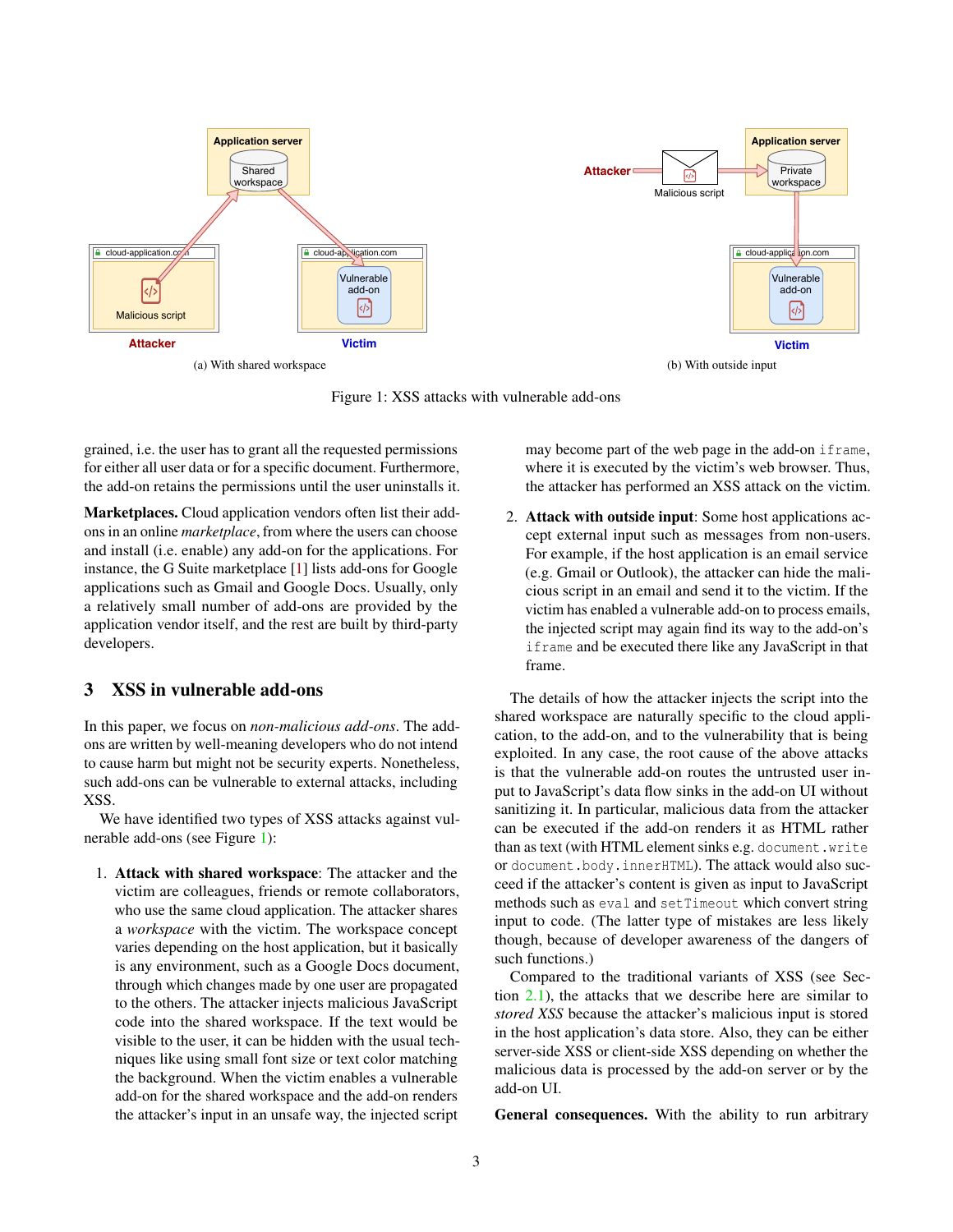(a) With shared workspace

(b) With outside input

Figure 1: XSS attacks with vulnerable add-ons

grained, i.e. the user has to grant all the requested permissions for either all user data or for a specific document. Furthermore, the add-on retains the permissions until the user uninstalls it.

**Marketplaces.** Cloud application vendors often list their add-ons in an online *marketplace*, from where the users can choose and install (i.e. enable) any add-on for the applications. For instance, the G Suite marketplace [1] lists add-ons for Google applications such as Gmail and Google Docs. Usually, only a relatively small number of add-ons are provided by the application vendor itself, and the rest are built by third-party developers.

## 3 XSS in vulnerable add-ons

In this paper, we focus on *non-malicious add-ons*. The add-ons are written by well-meaning developers who do not intend to cause harm but might not be security experts. Nonetheless, such add-ons can be vulnerable to external attacks, including XSS.

We have identified two types of XSS attacks against vulnerable add-ons (see Figure 1):

1. **Attack with shared workspace**: The attacker and the victim are colleagues, friends or remote collaborators, who use the same cloud application. The attacker shares a *workspace* with the victim. The workspace concept varies depending on the host application, but it basically is any environment, such as a Google Docs document, through which changes made by one user are propagated to the others. The attacker injects malicious JavaScript code into the shared workspace. If the text would be visible to the user, it can be hidden with the usual techniques like using small font size or text color matching the background. When the victim enables a vulnerable add-on for the shared workspace and the add-on renders the attacker's input in an unsafe way, the injected script may become part of the web page in the add-on `iframe`, where it is executed by the victim's web browser. Thus, the attacker has performed an XSS attack on the victim.

2. **Attack with outside input**: Some host applications accept external input such as messages from non-users. For example, if the host application is an email service (e.g. Gmail or Outlook), the attacker can hide the malicious script in an email and send it to the victim. If the victim has enabled a vulnerable add-on to process emails, the injected script may again find its way to the add-on's `iframe` and be executed there like any JavaScript in that frame.

The details of how the attacker injects the script into the shared workspace are naturally specific to the cloud application, to the add-on, and to the vulnerability that is being exploited. In any case, the root cause of the above attacks is that the vulnerable add-on routes the untrusted user input to JavaScript's data flow sinks in the add-on UI without sanitizing it. In particular, malicious data from the attacker can be executed if the add-on renders it as HTML rather than as text (with HTML element sinks e.g. `document.write` or `document.body.innerHTML`). The attack would also succeed if the attacker's content is given as input to JavaScript methods such as `eval` and `setTimeout` which convert string input to code. (The latter type of mistakes are less likely though, because of developer awareness of the dangers of such functions.)

Compared to the traditional variants of XSS (see Section 2.1), the attacks that we describe here are similar to *stored XSS* because the attacker's malicious input is stored in the host application's data store. Also, they can be either server-side XSS or client-side XSS depending on whether the malicious data is processed by the add-on server or by the add-on UI.

**General consequences.** With the ability to run arbitrary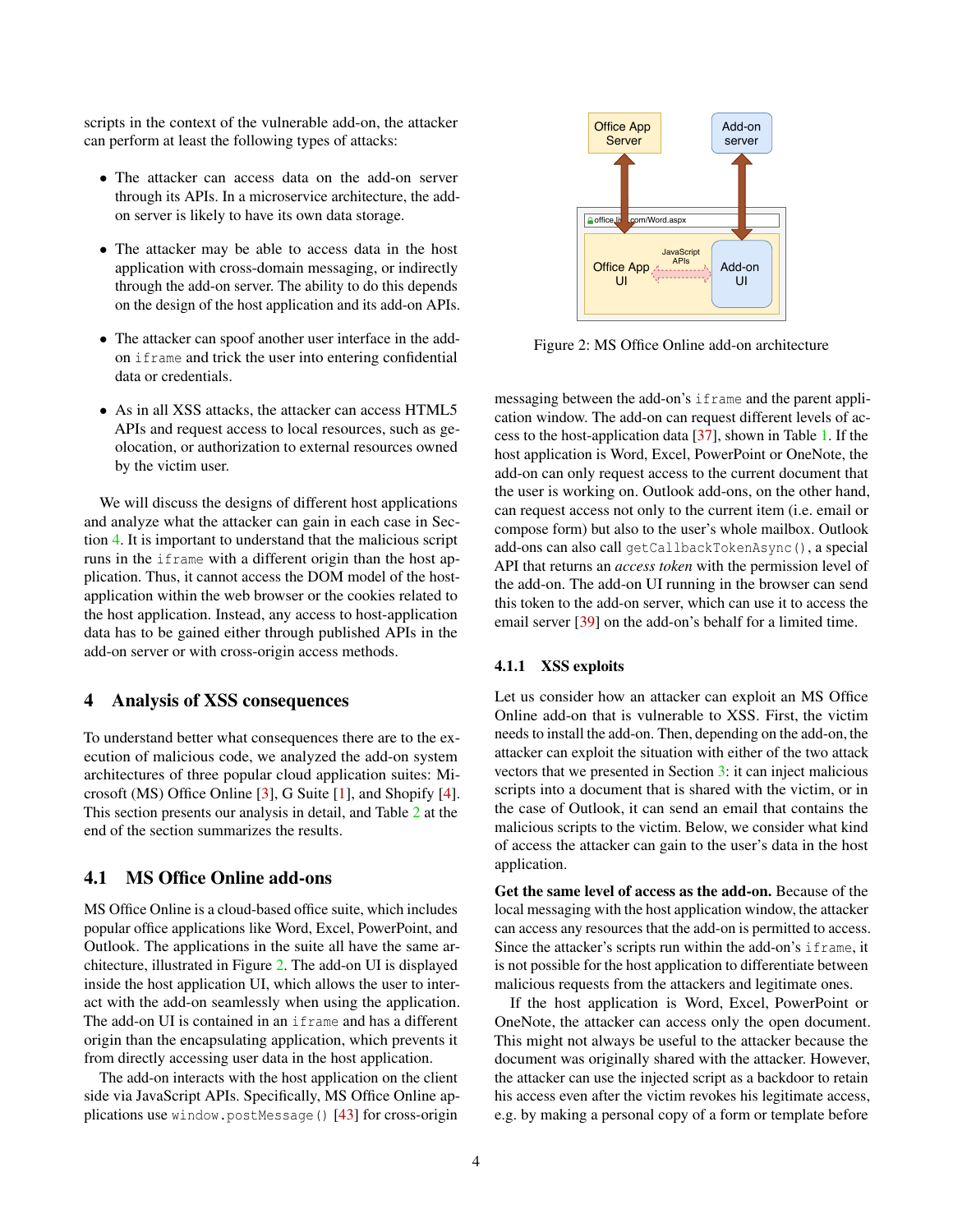scripts in the context of the vulnerable add-on, the attacker can perform at least the following types of attacks:

- The attacker can access data on the add-on server through its APIs. In a microservice architecture, the add-on server is likely to have its own data storage.
- The attacker may be able to access data in the host application with cross-domain messaging, or indirectly through the add-on server. The ability to do this depends on the design of the host application and its add-on APIs.
- The attacker can spoof another user interface in the add-on `iframe` and trick the user into entering confidential data or credentials.
- As in all XSS attacks, the attacker can access HTML5 APIs and request access to local resources, such as geolocation, or authorization to external resources owned by the victim user.

We will discuss the designs of different host applications and analyze what the attacker can gain in each case in Section 4. It is important to understand that the malicious script runs in the `iframe` with a different origin than the host application. Thus, it cannot access the DOM model of the host-application within the web browser or the cookies related to the host application. Instead, any access to host-application data has to be gained either through published APIs in the add-on server or with cross-origin access methods.

## 4 Analysis of XSS consequences

To understand better what consequences there are to the execution of malicious code, we analyzed the add-on system architectures of three popular cloud application suites: Microsoft (MS) Office Online [3], G Suite [1], and Shopify [4]. This section presents our analysis in detail, and Table 2 at the end of the section summarizes the results.

### 4.1 MS Office Online add-ons

MS Office Online is a cloud-based office suite, which includes popular office applications like Word, Excel, PowerPoint, and Outlook. The applications in the suite all have the same architecture, illustrated in Figure 2. The add-on UI is displayed inside the host application UI, which allows the user to interact with the add-on seamlessly when using the application. The add-on UI is contained in an `iframe` and has a different origin than the encapsulating application, which prevents it from directly accessing user data in the host application.

The add-on interacts with the host application on the client side via JavaScript APIs. Specifically, MS Office Online applications use `window.postMessage()` [43] for cross-origin messaging between the add-on's `iframe` and the parent application window. The add-on can request different levels of access to the host-application data [37], shown in Table 1. If the host application is Word, Excel, PowerPoint or OneNote, the add-on can only request access to the current document that the user is working on. Outlook add-ons, on the other hand, can request access not only to the current item (i.e. email or compose form) but also to the user's whole mailbox. Outlook add-ons can also call `getCallbackTokenAsync()`, a special API that returns an *access token* with the permission level of the add-on. The add-on UI running in the browser can send this token to the add-on server, which can use it to access the email server [39] on the add-on's behalf for a limited time.

Figure 2: MS Office Online add-on architecture

#### 4.1.1 XSS exploits

Let us consider how an attacker can exploit an MS Office Online add-on that is vulnerable to XSS. First, the victim needs to install the add-on. Then, depending on the add-on, the attacker can exploit the situation with either of the two attack vectors that we presented in Section 3: it can inject malicious scripts into a document that is shared with the victim, or in the case of Outlook, it can send an email that contains the malicious scripts to the victim. Below, we consider what kind of access the attacker can gain to the user's data in the host application.

**Get the same level of access as the add-on.** Because of the local messaging with the host application window, the attacker can access any resources that the add-on is permitted to access. Since the attacker's scripts run within the add-on's `iframe`, it is not possible for the host application to differentiate between malicious requests from the attackers and legitimate ones.

If the host application is Word, Excel, PowerPoint or OneNote, the attacker can access only the open document. This might not always be useful to the attacker because the document was originally shared with the attacker. However, the attacker can use the injected script as a backdoor to retain his access even after the victim revokes his legitimate access, e.g. by making a personal copy of a form or template before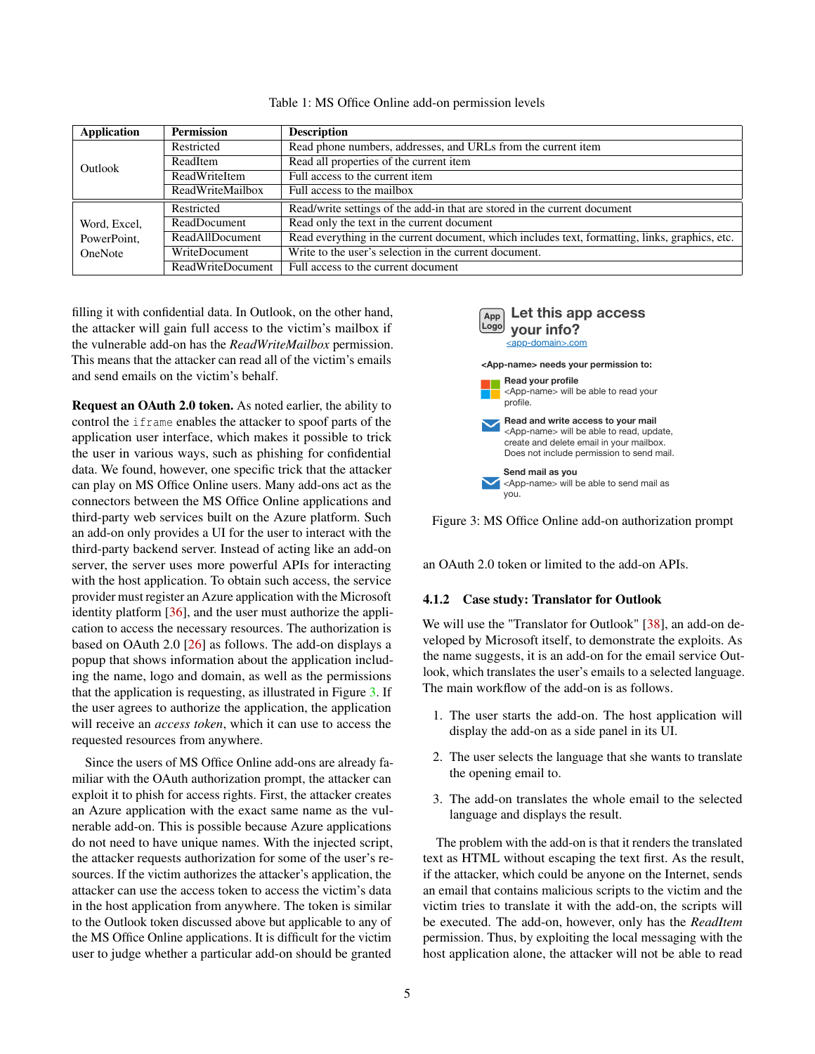Table 1: MS Office Online add-on permission levels

| Application | Permission | Description |
|---|---|---|
| Outlook | Restricted | Read phone numbers, addresses, and URLs from the current item |
| | ReadItem | Read all properties of the current item |
| | ReadWriteItem | Full access to the current item |
| | ReadWriteMailbox | Full access to the mailbox |
| Word, Excel, PowerPoint, OneNote | Restricted | Read/write settings of the add-in that are stored in the current document |
| | ReadDocument | Read only the text in the current document |
| | ReadAllDocument | Read everything in the current document, which includes text, formatting, links, graphics, etc. |
| | WriteDocument | Write to the user's selection in the current document. |
| | ReadWriteDocument | Full access to the current document |

filling it with confidential data. In Outlook, on the other hand, the attacker will gain full access to the victim's mailbox if the vulnerable add-on has the *ReadWriteMailbox* permission. This means that the attacker can read all of the victim's emails and send emails on the victim's behalf.

**Request an OAuth 2.0 token.** As noted earlier, the ability to control the `iframe` enables the attacker to spoof parts of the application user interface, which makes it possible to trick the user in various ways, such as phishing for confidential data. We found, however, one specific trick that the attacker can play on MS Office Online users. Many add-ons act as the connectors between the MS Office Online applications and third-party web services built on the Azure platform. Such an add-on only provides a UI for the user to interact with the third-party backend server. Instead of acting like an add-on server, the server uses more powerful APIs for interacting with the host application. To obtain such access, the service provider must register an Azure application with the Microsoft identity platform [36], and the user must authorize the application to access the necessary resources. The authorization is based on OAuth 2.0 [26] as follows. The add-on displays a popup that shows information about the application including the name, logo and domain, as well as the permissions that the application is requesting, as illustrated in Figure 3. If the user agrees to authorize the application, the application will receive an *access token*, which it can use to access the requested resources from anywhere.

Since the users of MS Office Online add-ons are already familiar with the OAuth authorization prompt, the attacker can exploit it to phish for access rights. First, the attacker creates an Azure application with the exact same name as the vulnerable add-on. This is possible because Azure applications do not need to have unique names. With the injected script, the attacker requests authorization for some of the user's resources. If the victim authorizes the attacker's application, the attacker can use the access token to access the victim's data in the host application from anywhere. The token is similar to the Outlook token discussed above but applicable to any of the MS Office Online applications. It is difficult for the victim user to judge whether a particular add-on should be granted

App Logo | Let this app access your info?
<app-domain>.com

<App-name> needs your permission to:

**Read your profile**
<App-name> will be able to read your profile.

**Read and write access to your mail**
<App-name> will be able to read, update, create and delete email in your mailbox. Does not include permission to send mail.

**Send mail as you**
<App-name> will be able to send mail as you.

Figure 3: MS Office Online add-on authorization prompt

an OAuth 2.0 token or limited to the add-on APIs.

#### 4.1.2 Case study: Translator for Outlook

We will use the "Translator for Outlook" [38], an add-on developed by Microsoft itself, to demonstrate the exploits. As the name suggests, it is an add-on for the email service Outlook, which translates the user's emails to a selected language. The main workflow of the add-on is as follows.

1. The user starts the add-on. The host application will display the add-on as a side panel in its UI.
2. The user selects the language that she wants to translate the opening email to.
3. The add-on translates the whole email to the selected language and displays the result.

The problem with the add-on is that it renders the translated text as HTML without escaping the text first. As the result, if the attacker, which could be anyone on the Internet, sends an email that contains malicious scripts to the victim and the victim tries to translate it with the add-on, the scripts will be executed. The add-on, however, only has the *ReadItem* permission. Thus, by exploiting the local messaging with the host application alone, the attacker will not be able to read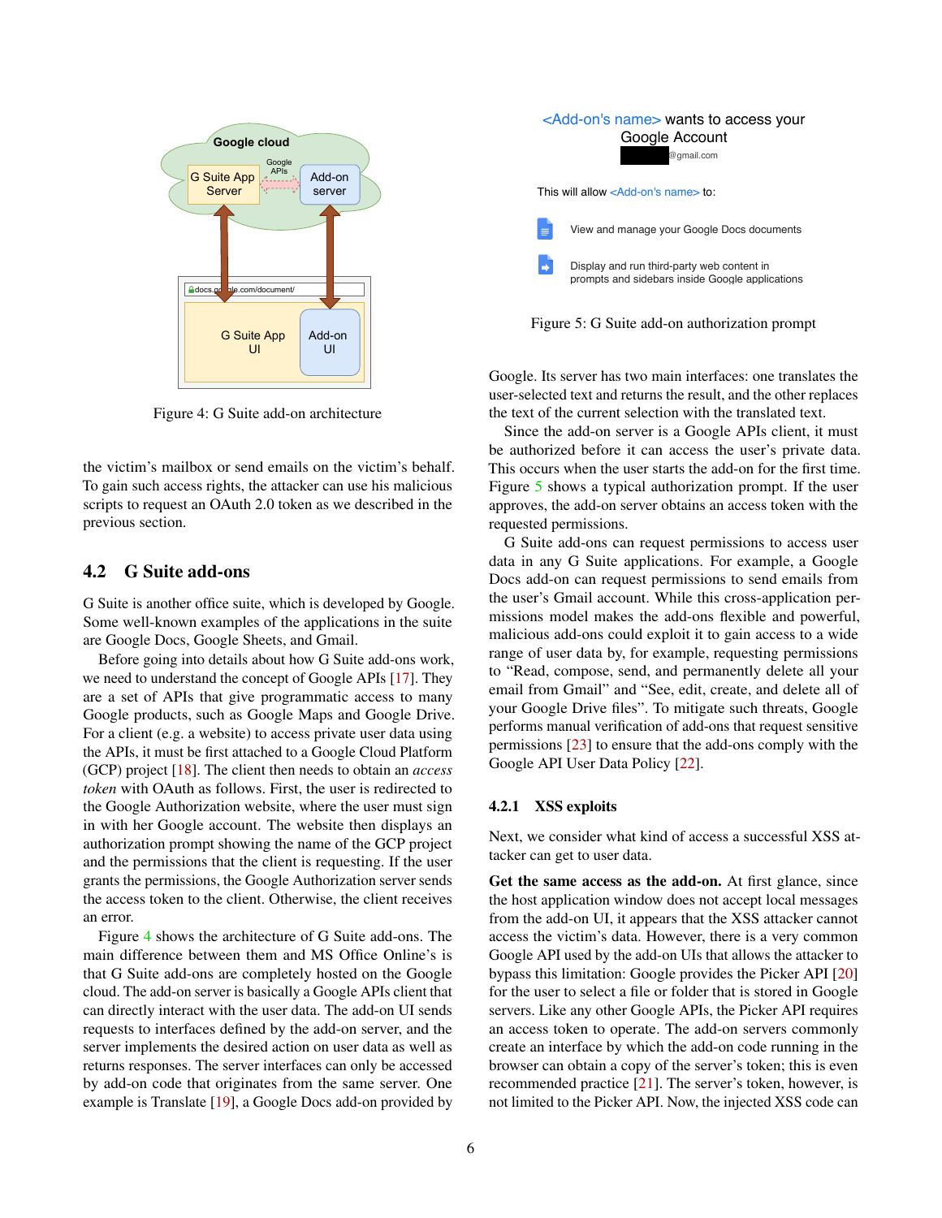Figure 4: G Suite add-on architecture

the victim's mailbox or send emails on the victim's behalf. To gain such access rights, the attacker can use his malicious scripts to request an OAuth 2.0 token as we described in the previous section.

## 4.2 G Suite add-ons

G Suite is another office suite, which is developed by Google. Some well-known examples of the applications in the suite are Google Docs, Google Sheets, and Gmail.

Before going into details about how G Suite add-ons work, we need to understand the concept of Google APIs [17]. They are a set of APIs that give programmatic access to many Google products, such as Google Maps and Google Drive. For a client (e.g. a website) to access private user data using the APIs, it must be first attached to a Google Cloud Platform (GCP) project [18]. The client then needs to obtain an *access token* with OAuth as follows. First, the user is redirected to the Google Authorization website, where the user must sign in with her Google account. The website then displays an authorization prompt showing the name of the GCP project and the permissions that the client is requesting. If the user grants the permissions, the Google Authorization server sends the access token to the client. Otherwise, the client receives an error.

Figure 4 shows the architecture of G Suite add-ons. The main difference between them and MS Office Online's is that G Suite add-ons are completely hosted on the Google cloud. The add-on server is basically a Google APIs client that can directly interact with the user data. The add-on UI sends requests to interfaces defined by the add-on server, and the server implements the desired action on user data as well as returns responses. The server interfaces can only be accessed by add-on code that originates from the same server. One example is Translate [19], a Google Docs add-on provided by Google. Its server has two main interfaces: one translates the user-selected text and returns the result, and the other replaces the text of the current selection with the translated text.

Figure 5: G Suite add-on authorization prompt

Since the add-on server is a Google APIs client, it must be authorized before it can access the user's private data. This occurs when the user starts the add-on for the first time. Figure 5 shows a typical authorization prompt. If the user approves, the add-on server obtains an access token with the requested permissions.

G Suite add-ons can request permissions to access user data in any G Suite applications. For example, a Google Docs add-on can request permissions to send emails from the user's Gmail account. While this cross-application permissions model makes the add-ons flexible and powerful, malicious add-ons could exploit it to gain access to a wide range of user data by, for example, requesting permissions to "Read, compose, send, and permanently delete all your email from Gmail" and "See, edit, create, and delete all of your Google Drive files". To mitigate such threats, Google performs manual verification of add-ons that request sensitive permissions [23] to ensure that the add-ons comply with the Google API User Data Policy [22].

### 4.2.1 XSS exploits

Next, we consider what kind of access a successful XSS attacker can get to user data.

**Get the same access as the add-on.** At first glance, since the host application window does not accept local messages from the add-on UI, it appears that the XSS attacker cannot access the victim's data. However, there is a very common Google API used by the add-on UIs that allows the attacker to bypass this limitation: Google provides the Picker API [20] for the user to select a file or folder that is stored in Google servers. Like any other Google APIs, the Picker API requires an access token to operate. The add-on servers commonly create an interface by which the add-on code running in the browser can obtain a copy of the server's token; this is even recommended practice [21]. The server's token, however, is not limited to the Picker API. Now, the injected XSS code can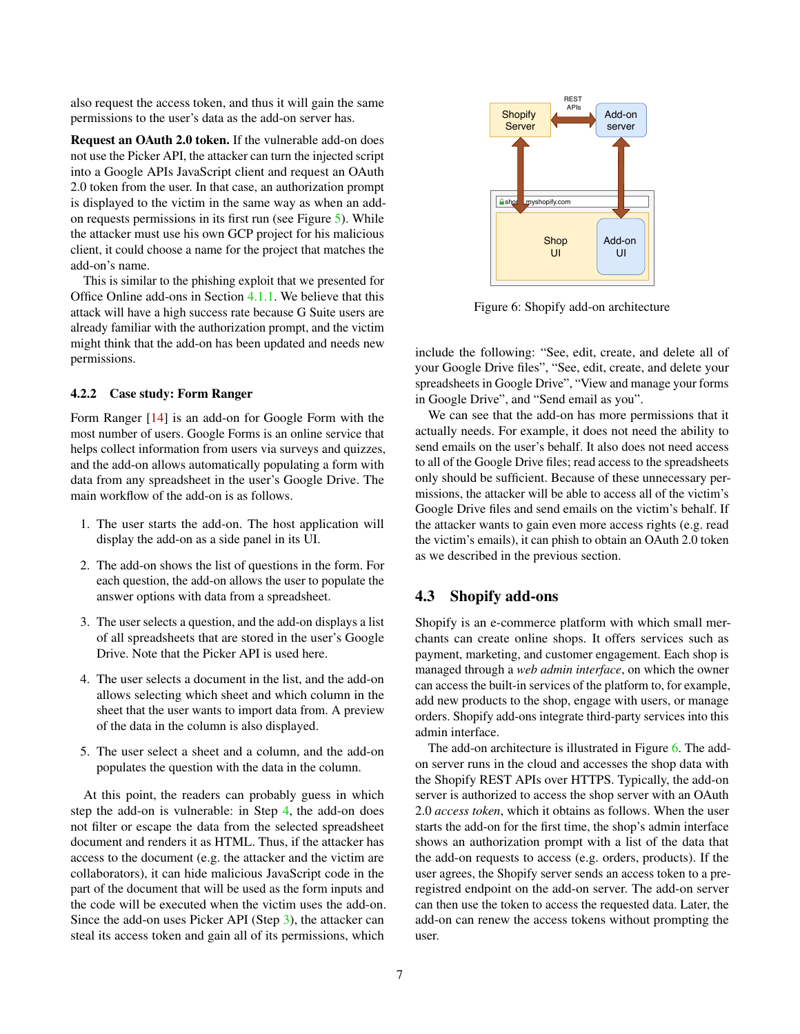also request the access token, and thus it will gain the same permissions to the user's data as the add-on server has.

**Request an OAuth 2.0 token.** If the vulnerable add-on does not use the Picker API, the attacker can turn the injected script into a Google APIs JavaScript client and request an OAuth 2.0 token from the user. In that case, an authorization prompt is displayed to the victim in the same way as when an add-on requests permissions in its first run (see Figure 5). While the attacker must use his own GCP project for his malicious client, it could choose a name for the project that matches the add-on's name.

This is similar to the phishing exploit that we presented for Office Online add-ons in Section 4.1.1. We believe that this attack will have a high success rate because G Suite users are already familiar with the authorization prompt, and the victim might think that the add-on has been updated and needs new permissions.

#### 4.2.2 Case study: Form Ranger

Form Ranger [14] is an add-on for Google Form with the most number of users. Google Forms is an online service that helps collect information from users via surveys and quizzes, and the add-on allows automatically populating a form with data from any spreadsheet in the user's Google Drive. The main workflow of the add-on is as follows.

1. The user starts the add-on. The host application will display the add-on as a side panel in its UI.
2. The add-on shows the list of questions in the form. For each question, the add-on allows the user to populate the answer options with data from a spreadsheet.
3. The user selects a question, and the add-on displays a list of all spreadsheets that are stored in the user's Google Drive. Note that the Picker API is used here.
4. The user selects a document in the list, and the add-on allows selecting which sheet and which column in the sheet that the user wants to import data from. A preview of the data in the column is also displayed.
5. The user select a sheet and a column, and the add-on populates the question with the data in the column.

At this point, the readers can probably guess in which step the add-on is vulnerable: in Step 4, the add-on does not filter or escape the data from the selected spreadsheet document and renders it as HTML. Thus, if the attacker has access to the document (e.g. the attacker and the victim are collaborators), it can hide malicious JavaScript code in the part of the document that will be used as the form inputs and the code will be executed when the victim uses the add-on. Since the add-on uses Picker API (Step 3), the attacker can steal its access token and gain all of its permissions, which include the following: "See, edit, create, and delete all of your Google Drive files", "See, edit, create, and delete your spreadsheets in Google Drive", "View and manage your forms in Google Drive", and "Send email as you".

We can see that the add-on has more permissions that it actually needs. For example, it does not need the ability to send emails on the user's behalf. It also does not need access to all of the Google Drive files; read access to the spreadsheets only should be sufficient. Because of these unnecessary permissions, the attacker will be able to access all of the victim's Google Drive files and send emails on the victim's behalf. If the attacker wants to gain even more access rights (e.g. read the victim's emails), it can phish to obtain an OAuth 2.0 token as we described in the previous section.

Figure 6: Shopify add-on architecture

### 4.3 Shopify add-ons

Shopify is an e-commerce platform with which small merchants can create online shops. It offers services such as payment, marketing, and customer engagement. Each shop is managed through a *web admin interface*, on which the owner can access the built-in services of the platform to, for example, add new products to the shop, engage with users, or manage orders. Shopify add-ons integrate third-party services into this admin interface.

The add-on architecture is illustrated in Figure 6. The add-on server runs in the cloud and accesses the shop data with the Shopify REST APIs over HTTPS. Typically, the add-on server is authorized to access the shop server with an OAuth 2.0 *access token*, which it obtains as follows. When the user starts the add-on for the first time, the shop's admin interface shows an authorization prompt with a list of the data that the add-on requests to access (e.g. orders, products). If the user agrees, the Shopify server sends an access token to a pre-registred endpoint on the add-on server. The add-on server can then use the token to access the requested data. Later, the add-on can renew the access tokens without prompting the user.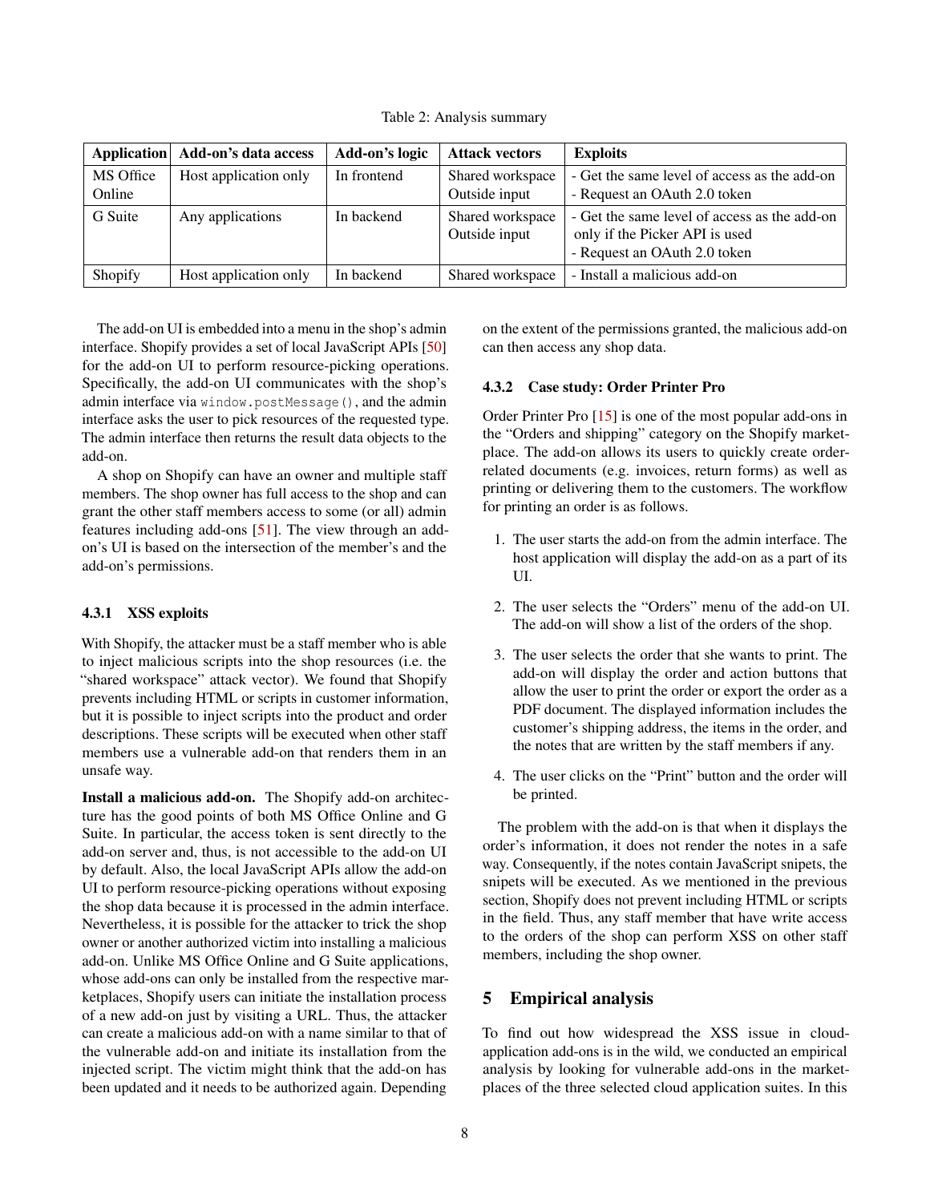Table 2: Analysis summary

| Application | Add-on's data access | Add-on's logic | Attack vectors | Exploits |
|---|---|---|---|---|
| MS Office Online | Host application only | In frontend | Shared workspace<br>Outside input | - Get the same level of access as the add-on<br>- Request an OAuth 2.0 token |
| G Suite | Any applications | In backend | Shared workspace<br>Outside input | - Get the same level of access as the add-on only if the Picker API is used<br>- Request an OAuth 2.0 token |
| Shopify | Host application only | In backend | Shared workspace | - Install a malicious add-on |

The add-on UI is embedded into a menu in the shop's admin interface. Shopify provides a set of local JavaScript APIs [50] for the add-on UI to perform resource-picking operations. Specifically, the add-on UI communicates with the shop's admin interface via `window.postMessage()`, and the admin interface asks the user to pick resources of the requested type. The admin interface then returns the result data objects to the add-on.

A shop on Shopify can have an owner and multiple staff members. The shop owner has full access to the shop and can grant the other staff members access to some (or all) admin features including add-ons [51]. The view through an add-on's UI is based on the intersection of the member's and the add-on's permissions.

### 4.3.1 XSS exploits

With Shopify, the attacker must be a staff member who is able to inject malicious scripts into the shop resources (i.e. the "shared workspace" attack vector). We found that Shopify prevents including HTML or scripts in customer information, but it is possible to inject scripts into the product and order descriptions. These scripts will be executed when other staff members use a vulnerable add-on that renders them in an unsafe way.

**Install a malicious add-on.** The Shopify add-on architecture has the good points of both MS Office Online and G Suite. In particular, the access token is sent directly to the add-on server and, thus, is not accessible to the add-on UI by default. Also, the local JavaScript APIs allow the add-on UI to perform resource-picking operations without exposing the shop data because it is processed in the admin interface. Nevertheless, it is possible for the attacker to trick the shop owner or another authorized victim into installing a malicious add-on. Unlike MS Office Online and G Suite applications, whose add-ons can only be installed from the respective marketplaces, Shopify users can initiate the installation process of a new add-on just by visiting a URL. Thus, the attacker can create a malicious add-on with a name similar to that of the vulnerable add-on and initiate its installation from the injected script. The victim might think that the add-on has been updated and it needs to be authorized again. Depending on the extent of the permissions granted, the malicious add-on can then access any shop data.

### 4.3.2 Case study: Order Printer Pro

Order Printer Pro [15] is one of the most popular add-ons in the "Orders and shipping" category on the Shopify marketplace. The add-on allows its users to quickly create order-related documents (e.g. invoices, return forms) as well as printing or delivering them to the customers. The workflow for printing an order is as follows.

1. The user starts the add-on from the admin interface. The host application will display the add-on as a part of its UI.
2. The user selects the "Orders" menu of the add-on UI. The add-on will show a list of the orders of the shop.
3. The user selects the order that she wants to print. The add-on will display the order and action buttons that allow the user to print the order or export the order as a PDF document. The displayed information includes the customer's shipping address, the items in the order, and the notes that are written by the staff members if any.
4. The user clicks on the "Print" button and the order will be printed.

The problem with the add-on is that when it displays the order's information, it does not render the notes in a safe way. Consequently, if the notes contain JavaScript snipets, the snipets will be executed. As we mentioned in the previous section, Shopify does not prevent including HTML or scripts in the field. Thus, any staff member that have write access to the orders of the shop can perform XSS on other staff members, including the shop owner.

## 5 Empirical analysis

To find out how widespread the XSS issue in cloud-application add-ons is in the wild, we conducted an empirical analysis by looking for vulnerable add-ons in the marketplaces of the three selected cloud application suites. In this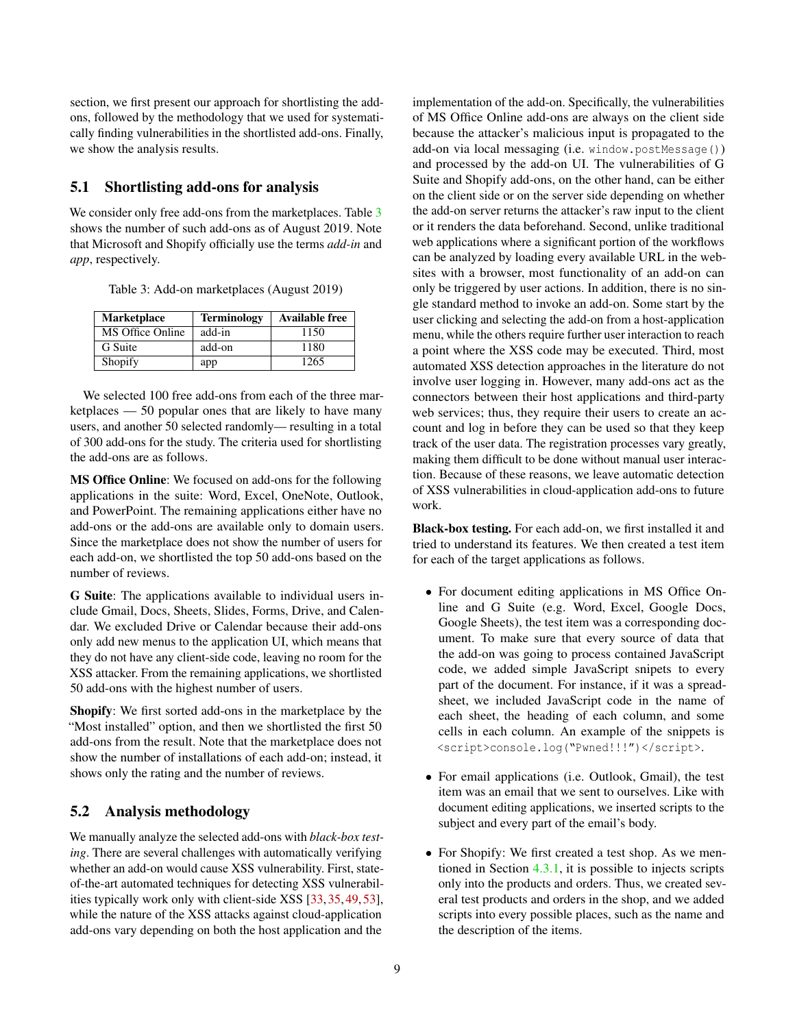section, we first present our approach for shortlisting the add-ons, followed by the methodology that we used for systematically finding vulnerabilities in the shortlisted add-ons. Finally, we show the analysis results.

## 5.1 Shortlisting add-ons for analysis

We consider only free add-ons from the marketplaces. Table 3 shows the number of such add-ons as of August 2019. Note that Microsoft and Shopify officially use the terms *add-in* and *app*, respectively.

Table 3: Add-on marketplaces (August 2019)

| Marketplace | Terminology | Available free |
|---|---|---|
| MS Office Online | add-in | 1150 |
| G Suite | add-on | 1180 |
| Shopify | app | 1265 |

We selected 100 free add-ons from each of the three marketplaces — 50 popular ones that are likely to have many users, and another 50 selected randomly— resulting in a total of 300 add-ons for the study. The criteria used for shortlisting the add-ons are as follows.

**MS Office Online**: We focused on add-ons for the following applications in the suite: Word, Excel, OneNote, Outlook, and PowerPoint. The remaining applications either have no add-ons or the add-ons are available only to domain users. Since the marketplace does not show the number of users for each add-on, we shortlisted the top 50 add-ons based on the number of reviews.

**G Suite**: The applications available to individual users include Gmail, Docs, Sheets, Slides, Forms, Drive, and Calendar. We excluded Drive or Calendar because their add-ons only add new menus to the application UI, which means that they do not have any client-side code, leaving no room for the XSS attacker. From the remaining applications, we shortlisted 50 add-ons with the highest number of users.

**Shopify**: We first sorted add-ons in the marketplace by the "Most installed" option, and then we shortlisted the first 50 add-ons from the result. Note that the marketplace does not show the number of installations of each add-on; instead, it shows only the rating and the number of reviews.

## 5.2 Analysis methodology

We manually analyze the selected add-ons with *black-box testing*. There are several challenges with automatically verifying whether an add-on would cause XSS vulnerability. First, state-of-the-art automated techniques for detecting XSS vulnerabilities typically work only with client-side XSS [33,35,49,53], while the nature of the XSS attacks against cloud-application add-ons vary depending on both the host application and the implementation of the add-on. Specifically, the vulnerabilities of MS Office Online add-ons are always on the client side because the attacker's malicious input is propagated to the add-on via local messaging (i.e. `window.postMessage()`) and processed by the add-on UI. The vulnerabilities of G Suite and Shopify add-ons, on the other hand, can be either on the client side or on the server side depending on whether the add-on server returns the attacker's raw input to the client or it renders the data beforehand. Second, unlike traditional web applications where a significant portion of the workflows can be analyzed by loading every available URL in the websites with a browser, most functionality of an add-on can only be triggered by user actions. In addition, there is no single standard method to invoke an add-on. Some start by the user clicking and selecting the add-on from a host-application menu, while the others require further user interaction to reach a point where the XSS code may be executed. Third, most automated XSS detection approaches in the literature do not involve user logging in. However, many add-ons act as the connectors between their host applications and third-party web services; thus, they require their users to create an account and log in before they can be used so that they keep track of the user data. The registration processes vary greatly, making them difficult to be done without manual user interaction. Because of these reasons, we leave automatic detection of XSS vulnerabilities in cloud-application add-ons to future work.

**Black-box testing.** For each add-on, we first installed it and tried to understand its features. We then created a test item for each of the target applications as follows.

- For document editing applications in MS Office Online and G Suite (e.g. Word, Excel, Google Docs, Google Sheets), the test item was a corresponding document. To make sure that every source of data that the add-on was going to process contained JavaScript code, we added simple JavaScript snipets to every part of the document. For instance, if it was a spreadsheet, we included JavaScript code in the name of each sheet, the heading of each column, and some cells in each column. An example of the snippets is `<script>console.log("Pwned!!!")</script>`.
- For email applications (i.e. Outlook, Gmail), the test item was an email that we sent to ourselves. Like with document editing applications, we inserted scripts to the subject and every part of the email's body.
- For Shopify: We first created a test shop. As we mentioned in Section 4.3.1, it is possible to injects scripts only into the products and orders. Thus, we created several test products and orders in the shop, and we added scripts into every possible places, such as the name and the description of the items.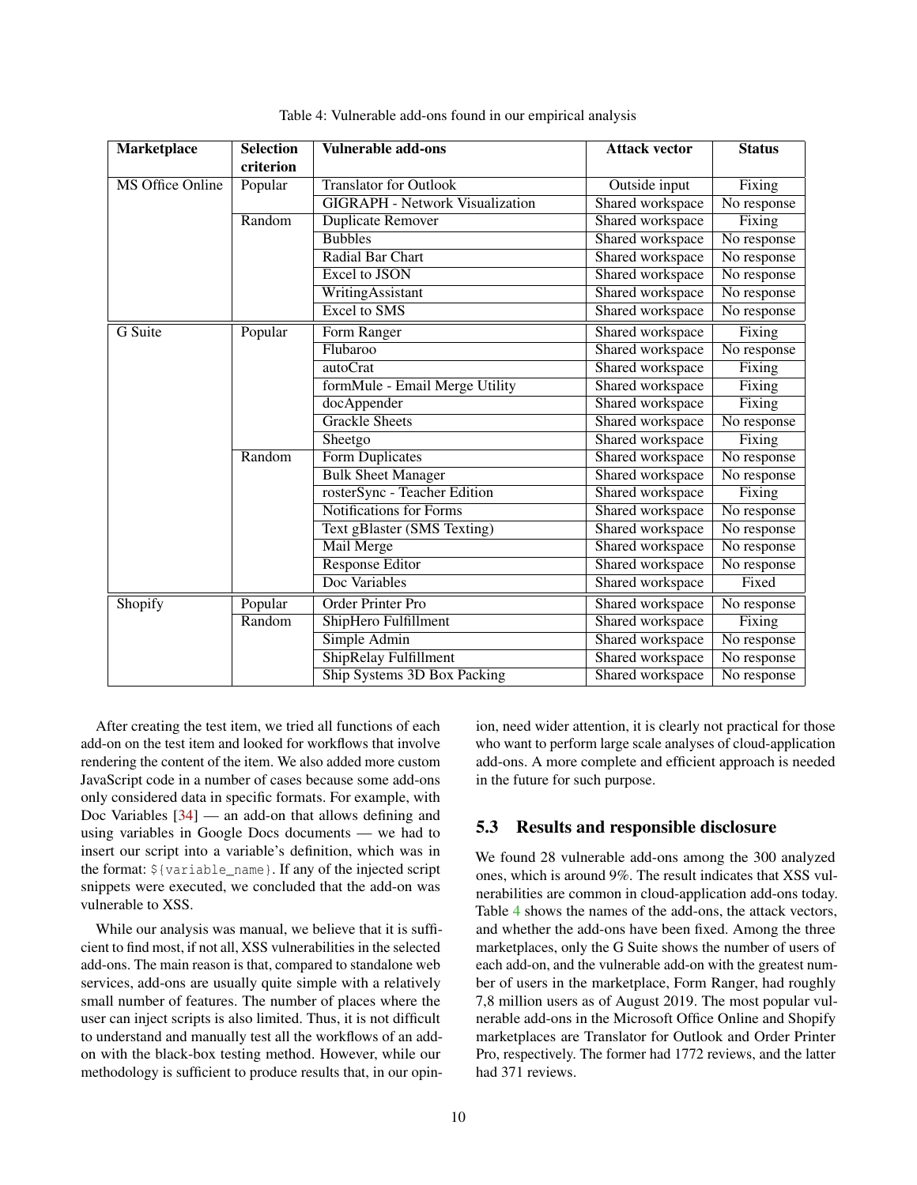Table 4: Vulnerable add-ons found in our empirical analysis

| Marketplace | Selection criterion | Vulnerable add-ons | Attack vector | Status |
|---|---|---|---|---|
| MS Office Online | Popular | Translator for Outlook | Outside input | Fixing |
| | | GIGRAPH - Network Visualization | Shared workspace | No response |
| | Random | Duplicate Remover | Shared workspace | Fixing |
| | | Bubbles | Shared workspace | No response |
| | | Radial Bar Chart | Shared workspace | No response |
| | | Excel to JSON | Shared workspace | No response |
| | | WritingAssistant | Shared workspace | No response |
| | | Excel to SMS | Shared workspace | No response |
| G Suite | Popular | Form Ranger | Shared workspace | Fixing |
| | | Flubaroo | Shared workspace | No response |
| | | autoCrat | Shared workspace | Fixing |
| | | formMule - Email Merge Utility | Shared workspace | Fixing |
| | | docAppender | Shared workspace | Fixing |
| | | Grackle Sheets | Shared workspace | No response |
| | | Sheetgo | Shared workspace | Fixing |
| | Random | Form Duplicates | Shared workspace | No response |
| | | Bulk Sheet Manager | Shared workspace | No response |
| | | rosterSync - Teacher Edition | Shared workspace | Fixing |
| | | Notifications for Forms | Shared workspace | No response |
| | | Text gBlaster (SMS Texting) | Shared workspace | No response |
| | | Mail Merge | Shared workspace | No response |
| | | Response Editor | Shared workspace | No response |
| | | Doc Variables | Shared workspace | Fixed |
| Shopify | Popular | Order Printer Pro | Shared workspace | No response |
| | Random | ShipHero Fulfillment | Shared workspace | Fixing |
| | | Simple Admin | Shared workspace | No response |
| | | ShipRelay Fulfillment | Shared workspace | No response |
| | | Ship Systems 3D Box Packing | Shared workspace | No response |

After creating the test item, we tried all functions of each add-on on the test item and looked for workflows that involve rendering the content of the item. We also added more custom JavaScript code in a number of cases because some add-ons only considered data in specific formats. For example, with Doc Variables [34] — an add-on that allows defining and using variables in Google Docs documents — we had to insert our script into a variable's definition, which was in the format: `${variable_name}`. If any of the injected script snippets were executed, we concluded that the add-on was vulnerable to XSS.

While our analysis was manual, we believe that it is sufficient to find most, if not all, XSS vulnerabilities in the selected add-ons. The main reason is that, compared to standalone web services, add-ons are usually quite simple with a relatively small number of features. The number of places where the user can inject scripts is also limited. Thus, it is not difficult to understand and manually test all the workflows of an add-on with the black-box testing method. However, while our methodology is sufficient to produce results that, in our opinion, need wider attention, it is clearly not practical for those who want to perform large scale analyses of cloud-application add-ons. A more complete and efficient approach is needed in the future for such purpose.

### 5.3 Results and responsible disclosure

We found 28 vulnerable add-ons among the 300 analyzed ones, which is around 9%. The result indicates that XSS vulnerabilities are common in cloud-application add-ons today. Table 4 shows the names of the add-ons, the attack vectors, and whether the add-ons have been fixed. Among the three marketplaces, only the G Suite shows the number of users of each add-on, and the vulnerable add-on with the greatest number of users in the marketplace, Form Ranger, had roughly 7,8 million users as of August 2019. The most popular vulnerable add-ons in the Microsoft Office Online and Shopify marketplaces are Translator for Outlook and Order Printer Pro, respectively. The former had 1772 reviews, and the latter had 371 reviews.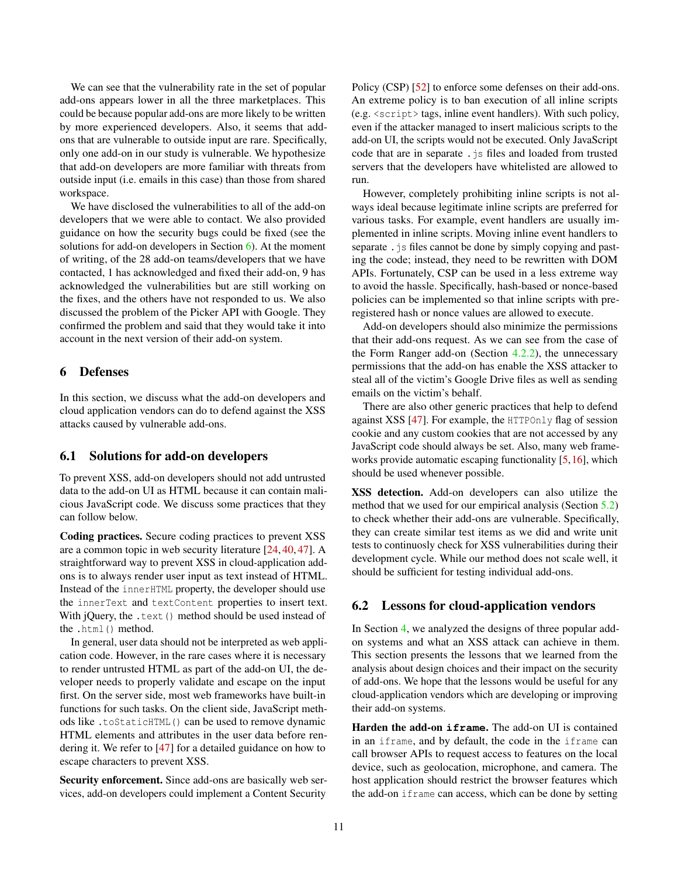We can see that the vulnerability rate in the set of popular add-ons appears lower in all the three marketplaces. This could be because popular add-ons are more likely to be written by more experienced developers. Also, it seems that add-ons that are vulnerable to outside input are rare. Specifically, only one add-on in our study is vulnerable. We hypothesize that add-on developers are more familiar with threats from outside input (i.e. emails in this case) than those from shared workspace.

We have disclosed the vulnerabilities to all of the add-on developers that we were able to contact. We also provided guidance on how the security bugs could be fixed (see the solutions for add-on developers in Section 6). At the moment of writing, of the 28 add-on teams/developers that we have contacted, 1 has acknowledged and fixed their add-on, 9 has acknowledged the vulnerabilities but are still working on the fixes, and the others have not responded to us. We also discussed the problem of the Picker API with Google. They confirmed the problem and said that they would take it into account in the next version of their add-on system.

## 6 Defenses

In this section, we discuss what the add-on developers and cloud application vendors can do to defend against the XSS attacks caused by vulnerable add-ons.

### 6.1 Solutions for add-on developers

To prevent XSS, add-on developers should not add untrusted data to the add-on UI as HTML because it can contain malicious JavaScript code. We discuss some practices that they can follow below.

**Coding practices.** Secure coding practices to prevent XSS are a common topic in web security literature [24, 40, 47]. A straightforward way to prevent XSS in cloud-application add-ons is to always render user input as text instead of HTML. Instead of the `innerHTML` property, the developer should use the `innerText` and `textContent` properties to insert text. With jQuery, the `.text()` method should be used instead of the `.html()` method.

In general, user data should not be interpreted as web application code. However, in the rare cases where it is necessary to render untrusted HTML as part of the add-on UI, the developer needs to properly validate and escape on the input first. On the server side, most web frameworks have built-in functions for such tasks. On the client side, JavaScript methods like `.toStaticHTML()` can be used to remove dynamic HTML elements and attributes in the user data before rendering it. We refer to [47] for a detailed guidance on how to escape characters to prevent XSS.

**Security enforcement.** Since add-ons are basically web services, add-on developers could implement a Content Security Policy (CSP) [52] to enforce some defenses on their add-ons. An extreme policy is to ban execution of all inline scripts (e.g. `<script>` tags, inline event handlers). With such policy, even if the attacker managed to insert malicious scripts to the add-on UI, the scripts would not be executed. Only JavaScript code that are in separate `.js` files and loaded from trusted servers that the developers have whitelisted are allowed to run.

However, completely prohibiting inline scripts is not always ideal because legitimate inline scripts are preferred for various tasks. For example, event handlers are usually implemented in inline scripts. Moving inline event handlers to separate `.js` files cannot be done by simply copying and pasting the code; instead, they need to be rewritten with DOM APIs. Fortunately, CSP can be used in a less extreme way to avoid the hassle. Specifically, hash-based or nonce-based policies can be implemented so that inline scripts with pre-registered hash or nonce values are allowed to execute.

Add-on developers should also minimize the permissions that their add-ons request. As we can see from the case of the Form Ranger add-on (Section 4.2.2), the unnecessary permissions that the add-on has enable the XSS attacker to steal all of the victim's Google Drive files as well as sending emails on the victim's behalf.

There are also other generic practices that help to defend against XSS [47]. For example, the `HTTPOnly` flag of session cookie and any custom cookies that are not accessed by any JavaScript code should always be set. Also, many web frameworks provide automatic escaping functionality [5, 16], which should be used whenever possible.

**XSS detection.** Add-on developers can also utilize the method that we used for our empirical analysis (Section 5.2) to check whether their add-ons are vulnerable. Specifically, they can create similar test items as we did and write unit tests to continuously check for XSS vulnerabilities during their development cycle. While our method does not scale well, it should be sufficient for testing individual add-ons.

### 6.2 Lessons for cloud-application vendors

In Section 4, we analyzed the designs of three popular add-on systems and what an XSS attack can achieve in them. This section presents the lessons that we learned from the analysis about design choices and their impact on the security of add-ons. We hope that the lessons would be useful for any cloud-application vendors which are developing or improving their add-on systems.

**Harden the add-on `iframe`.** The add-on UI is contained in an `iframe`, and by default, the code in the `iframe` can call browser APIs to request access to features on the local device, such as geolocation, microphone, and camera. The host application should restrict the browser features which the add-on `iframe` can access, which can be done by setting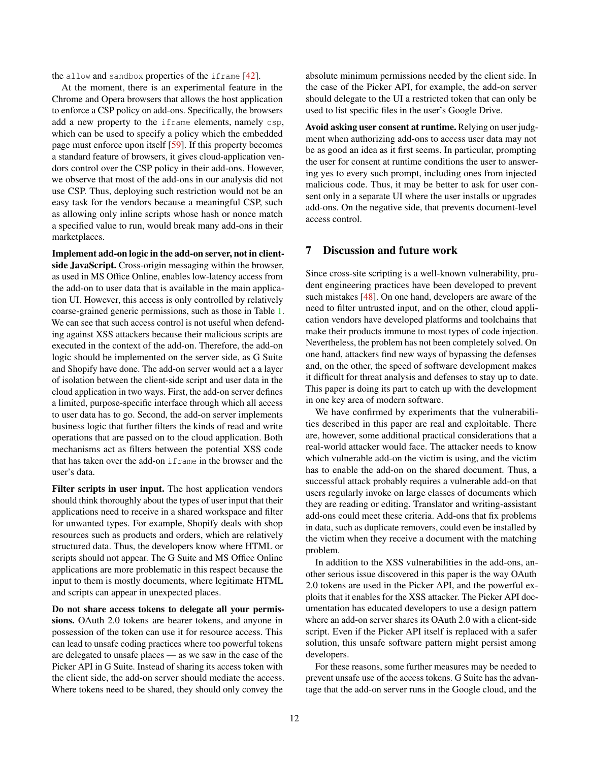the `allow` and `sandbox` properties of the `iframe` [42].

At the moment, there is an experimental feature in the Chrome and Opera browsers that allows the host application to enforce a CSP policy on add-ons. Specifically, the browsers add a new property to the `iframe` elements, namely `csp`, which can be used to specify a policy which the embedded page must enforce upon itself [59]. If this property becomes a standard feature of browsers, it gives cloud-application vendors control over the CSP policy in their add-ons. However, we observe that most of the add-ons in our analysis did not use CSP. Thus, deploying such restriction would not be an easy task for the vendors because a meaningful CSP, such as allowing only inline scripts whose hash or nonce match a specified value to run, would break many add-ons in their marketplaces.

**Implement add-on logic in the add-on server, not in client-side JavaScript.** Cross-origin messaging within the browser, as used in MS Office Online, enables low-latency access from the add-on to user data that is available in the main application UI. However, this access is only controlled by relatively coarse-grained generic permissions, such as those in Table 1. We can see that such access control is not useful when defending against XSS attackers because their malicious scripts are executed in the context of the add-on. Therefore, the add-on logic should be implemented on the server side, as G Suite and Shopify have done. The add-on server would act a a layer of isolation between the client-side script and user data in the cloud application in two ways. First, the add-on server defines a limited, purpose-specific interface through which all access to user data has to go. Second, the add-on server implements business logic that further filters the kinds of read and write operations that are passed on to the cloud application. Both mechanisms act as filters between the potential XSS code that has taken over the add-on `iframe` in the browser and the user's data.

**Filter scripts in user input.** The host application vendors should think thoroughly about the types of user input that their applications need to receive in a shared workspace and filter for unwanted types. For example, Shopify deals with shop resources such as products and orders, which are relatively structured data. Thus, the developers know where HTML or scripts should not appear. The G Suite and MS Office Online applications are more problematic in this respect because the input to them is mostly documents, where legitimate HTML and scripts can appear in unexpected places.

**Do not share access tokens to delegate all your permissions.** OAuth 2.0 tokens are bearer tokens, and anyone in possession of the token can use it for resource access. This can lead to unsafe coding practices where too powerful tokens are delegated to unsafe places — as we saw in the case of the Picker API in G Suite. Instead of sharing its access token with the client side, the add-on server should mediate the access. Where tokens need to be shared, they should only convey the absolute minimum permissions needed by the client side. In the case of the Picker API, for example, the add-on server should delegate to the UI a restricted token that can only be used to list specific files in the user's Google Drive.

**Avoid asking user consent at runtime.** Relying on user judgment when authorizing add-ons to access user data may not be as good an idea as it first seems. In particular, prompting the user for consent at runtime conditions the user to answering yes to every such prompt, including ones from injected malicious code. Thus, it may be better to ask for user consent only in a separate UI where the user installs or upgrades add-ons. On the negative side, that prevents document-level access control.

## 7 Discussion and future work

Since cross-site scripting is a well-known vulnerability, prudent engineering practices have been developed to prevent such mistakes [48]. On one hand, developers are aware of the need to filter untrusted input, and on the other, cloud application vendors have developed platforms and toolchains that make their products immune to most types of code injection. Nevertheless, the problem has not been completely solved. On one hand, attackers find new ways of bypassing the defenses and, on the other, the speed of software development makes it difficult for threat analysis and defenses to stay up to date. This paper is doing its part to catch up with the development in one key area of modern software.

We have confirmed by experiments that the vulnerabilities described in this paper are real and exploitable. There are, however, some additional practical considerations that a real-world attacker would face. The attacker needs to know which vulnerable add-on the victim is using, and the victim has to enable the add-on on the shared document. Thus, a successful attack probably requires a vulnerable add-on that users regularly invoke on large classes of documents which they are reading or editing. Translator and writing-assistant add-ons could meet these criteria. Add-ons that fix problems in data, such as duplicate removers, could even be installed by the victim when they receive a document with the matching problem.

In addition to the XSS vulnerabilities in the add-ons, another serious issue discovered in this paper is the way OAuth 2.0 tokens are used in the Picker API, and the powerful exploits that it enables for the XSS attacker. The Picker API documentation has educated developers to use a design pattern where an add-on server shares its OAuth 2.0 with a client-side script. Even if the Picker API itself is replaced with a safer solution, this unsafe software pattern might persist among developers.

For these reasons, some further measures may be needed to prevent unsafe use of the access tokens. G Suite has the advantage that the add-on server runs in the Google cloud, and the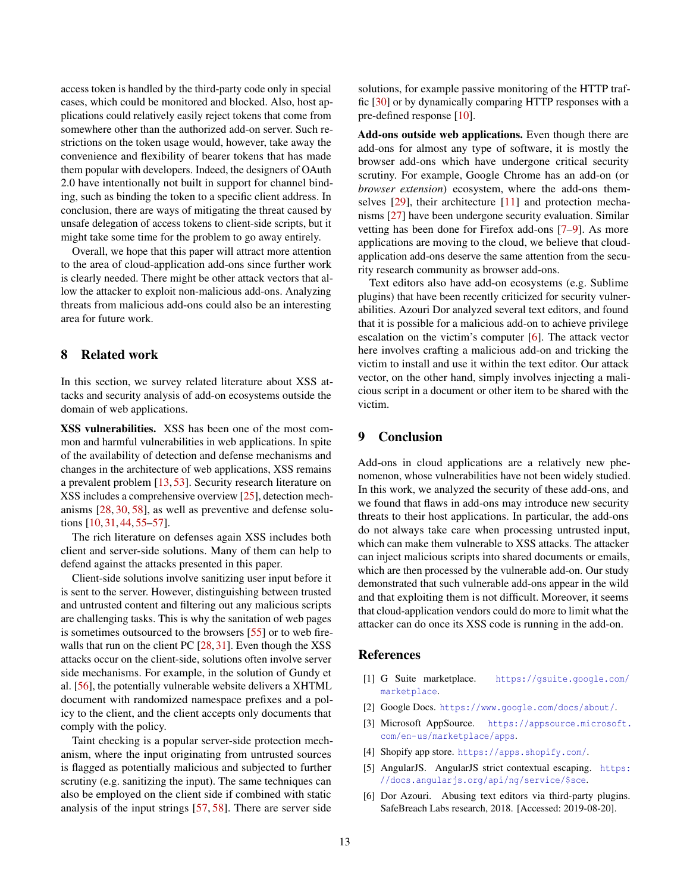access token is handled by the third-party code only in special cases, which could be monitored and blocked. Also, host applications could relatively easily reject tokens that come from somewhere other than the authorized add-on server. Such restrictions on the token usage would, however, take away the convenience and flexibility of bearer tokens that has made them popular with developers. Indeed, the designers of OAuth 2.0 have intentionally not built in support for channel binding, such as binding the token to a specific client address. In conclusion, there are ways of mitigating the threat caused by unsafe delegation of access tokens to client-side scripts, but it might take some time for the problem to go away entirely.

Overall, we hope that this paper will attract more attention to the area of cloud-application add-ons since further work is clearly needed. There might be other attack vectors that allow the attacker to exploit non-malicious add-ons. Analyzing threats from malicious add-ons could also be an interesting area for future work.

## 8 Related work

In this section, we survey related literature about XSS attacks and security analysis of add-on ecosystems outside the domain of web applications.

**XSS vulnerabilities.** XSS has been one of the most common and harmful vulnerabilities in web applications. In spite of the availability of detection and defense mechanisms and changes in the architecture of web applications, XSS remains a prevalent problem [13, 53]. Security research literature on XSS includes a comprehensive overview [25], detection mechanisms [28, 30, 58], as well as preventive and defense solutions [10, 31, 44, 55–57].

The rich literature on defenses again XSS includes both client and server-side solutions. Many of them can help to defend against the attacks presented in this paper.

Client-side solutions involve sanitizing user input before it is sent to the server. However, distinguishing between trusted and untrusted content and filtering out any malicious scripts are challenging tasks. This is why the sanitation of web pages is sometimes outsourced to the browsers [55] or to web firewalls that run on the client PC [28, 31]. Even though the XSS attacks occur on the client-side, solutions often involve server side mechanisms. For example, in the solution of Gundy et al. [56], the potentially vulnerable website delivers a XHTML document with randomized namespace prefixes and a policy to the client, and the client accepts only documents that comply with the policy.

Taint checking is a popular server-side protection mechanism, where the input originating from untrusted sources is flagged as potentially malicious and subjected to further scrutiny (e.g. sanitizing the input). The same techniques can also be employed on the client side if combined with static analysis of the input strings [57, 58]. There are server side solutions, for example passive monitoring of the HTTP traffic [30] or by dynamically comparing HTTP responses with a pre-defined response [10].

**Add-ons outside web applications.** Even though there are add-ons for almost any type of software, it is mostly the browser add-ons which have undergone critical security scrutiny. For example, Google Chrome has an add-on (or *browser extension*) ecosystem, where the add-ons themselves [29], their architecture [11] and protection mechanisms [27] have been undergone security evaluation. Similar vetting has been done for Firefox add-ons [7–9]. As more applications are moving to the cloud, we believe that cloud-application add-ons deserve the same attention from the security research community as browser add-ons.

Text editors also have add-on ecosystems (e.g. Sublime plugins) that have been recently criticized for security vulnerabilities. Azouri Dor analyzed several text editors, and found that it is possible for a malicious add-on to achieve privilege escalation on the victim's computer [6]. The attack vector here involves crafting a malicious add-on and tricking the victim to install and use it within the text editor. Our attack vector, on the other hand, simply involves injecting a malicious script in a document or other item to be shared with the victim.

## 9 Conclusion

Add-ons in cloud applications are a relatively new phenomenon, whose vulnerabilities have not been widely studied. In this work, we analyzed the security of these add-ons, and we found that flaws in add-ons may introduce new security threats to their host applications. In particular, the add-ons do not always take care when processing untrusted input, which can make them vulnerable to XSS attacks. The attacker can inject malicious scripts into shared documents or emails, which are then processed by the vulnerable add-on. Our study demonstrated that such vulnerable add-ons appear in the wild and that exploiting them is not difficult. Moreover, it seems that cloud-application vendors could do more to limit what the attacker can do once its XSS code is running in the add-on.

## References

[1] G Suite marketplace. https://gsuite.google.com/marketplace.

[2] Google Docs. https://www.google.com/docs/about/.

[3] Microsoft AppSource. https://appsource.microsoft.com/en-us/marketplace/apps.

[4] Shopify app store. https://apps.shopify.com/.

[5] AngularJS. AngularJS strict contextual escaping. https://docs.angularjs.org/api/ng/service/$sce.

[6] Dor Azouri. Abusing text editors via third-party plugins. SafeBreach Labs research, 2018. [Accessed: 2019-08-20].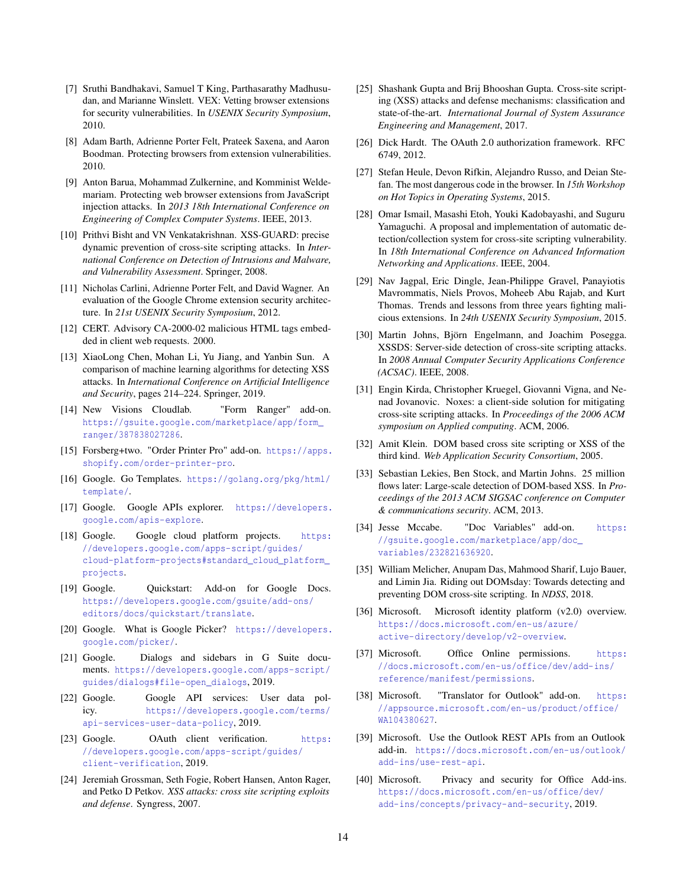[7] Sruthi Bandhakavi, Samuel T King, Parthasarathy Madhusudan, and Marianne Winslett. VEX: Vetting browser extensions for security vulnerabilities. In *USENIX Security Symposium*, 2010.

[8] Adam Barth, Adrienne Porter Felt, Prateek Saxena, and Aaron Boodman. Protecting browsers from extension vulnerabilities. 2010.

[9] Anton Barua, Mohammad Zulkernine, and Komminist Weldemariam. Protecting web browser extensions from JavaScript injection attacks. In *2013 18th International Conference on Engineering of Complex Computer Systems*. IEEE, 2013.

[10] Prithvi Bisht and VN Venkatakrishnan. XSS-GUARD: precise dynamic prevention of cross-site scripting attacks. In *International Conference on Detection of Intrusions and Malware, and Vulnerability Assessment*. Springer, 2008.

[11] Nicholas Carlini, Adrienne Porter Felt, and David Wagner. An evaluation of the Google Chrome extension security architecture. In *21st USENIX Security Symposium*, 2012.

[12] CERT. Advisory CA-2000-02 malicious HTML tags embedded in client web requests. 2000.

[13] XiaoLong Chen, Mohan Li, Yu Jiang, and Yanbin Sun. A comparison of machine learning algorithms for detecting XSS attacks. In *International Conference on Artificial Intelligence and Security*, pages 214–224. Springer, 2019.

[14] New Visions Cloudlab. "Form Ranger" add-on. https://gsuite.google.com/marketplace/app/form_ranger/387838027286.

[15] Forsberg+two. "Order Printer Pro" add-on. https://apps.shopify.com/order-printer-pro.

[16] Google. Go Templates. https://golang.org/pkg/html/template/.

[17] Google. Google APIs explorer. https://developers.google.com/apis-explore.

[18] Google. Google cloud platform projects. https://developers.google.com/apps-script/guides/cloud-platform-projects#standard_cloud_platform_projects.

[19] Google. Quickstart: Add-on for Google Docs. https://developers.google.com/gsuite/add-ons/editors/docs/quickstart/translate.

[20] Google. What is Google Picker? https://developers.google.com/picker/.

[21] Google. Dialogs and sidebars in G Suite documents. https://developers.google.com/apps-script/guides/dialogs#file-open_dialogs, 2019.

[22] Google. Google API services: User data policy. https://developers.google.com/terms/api-services-user-data-policy, 2019.

[23] Google. OAuth client verification. https://developers.google.com/apps-script/guides/client-verification, 2019.

[24] Jeremiah Grossman, Seth Fogie, Robert Hansen, Anton Rager, and Petko D Petkov. *XSS attacks: cross site scripting exploits and defense*. Syngress, 2007.

[25] Shashank Gupta and Brij Bhooshan Gupta. Cross-site scripting (XSS) attacks and defense mechanisms: classification and state-of-the-art. *International Journal of System Assurance Engineering and Management*, 2017.

[26] Dick Hardt. The OAuth 2.0 authorization framework. RFC 6749, 2012.

[27] Stefan Heule, Devon Rifkin, Alejandro Russo, and Deian Stefan. The most dangerous code in the browser. In *15th Workshop on Hot Topics in Operating Systems*, 2015.

[28] Omar Ismail, Masashi Etoh, Youki Kadobayashi, and Suguru Yamaguchi. A proposal and implementation of automatic detection/collection system for cross-site scripting vulnerability. In *18th International Conference on Advanced Information Networking and Applications*. IEEE, 2004.

[29] Nav Jagpal, Eric Dingle, Jean-Philippe Gravel, Panayiotis Mavrommatis, Niels Provos, Moheeb Abu Rajab, and Kurt Thomas. Trends and lessons from three years fighting malicious extensions. In *24th USENIX Security Symposium*, 2015.

[30] Martin Johns, Björn Engelmann, and Joachim Posegga. XSSDS: Server-side detection of cross-site scripting attacks. In *2008 Annual Computer Security Applications Conference (ACSAC)*. IEEE, 2008.

[31] Engin Kirda, Christopher Kruegel, Giovanni Vigna, and Nenad Jovanovic. Noxes: a client-side solution for mitigating cross-site scripting attacks. In *Proceedings of the 2006 ACM symposium on Applied computing*. ACM, 2006.

[32] Amit Klein. DOM based cross site scripting or XSS of the third kind. *Web Application Security Consortium*, 2005.

[33] Sebastian Lekies, Ben Stock, and Martin Johns. 25 million flows later: Large-scale detection of DOM-based XSS. In *Proceedings of the 2013 ACM SIGSAC conference on Computer & communications security*. ACM, 2013.

[34] Jesse Mccabe. "Doc Variables" add-on. https://gsuite.google.com/marketplace/app/doc_variables/232821636920.

[35] William Melicher, Anupam Das, Mahmood Sharif, Lujo Bauer, and Limin Jia. Riding out DOMsday: Towards detecting and preventing DOM cross-site scripting. In *NDSS*, 2018.

[36] Microsoft. Microsoft identity platform (v2.0) overview. https://docs.microsoft.com/en-us/azure/active-directory/develop/v2-overview.

[37] Microsoft. Office Online permissions. https://docs.microsoft.com/en-us/office/dev/add-ins/reference/manifest/permissions.

[38] Microsoft. "Translator for Outlook" add-on. https://appsource.microsoft.com/en-us/product/office/WA104380627.

[39] Microsoft. Use the Outlook REST APIs from an Outlook add-in. https://docs.microsoft.com/en-us/outlook/add-ins/use-rest-api.

[40] Microsoft. Privacy and security for Office Add-ins. https://docs.microsoft.com/en-us/office/dev/add-ins/concepts/privacy-and-security, 2019.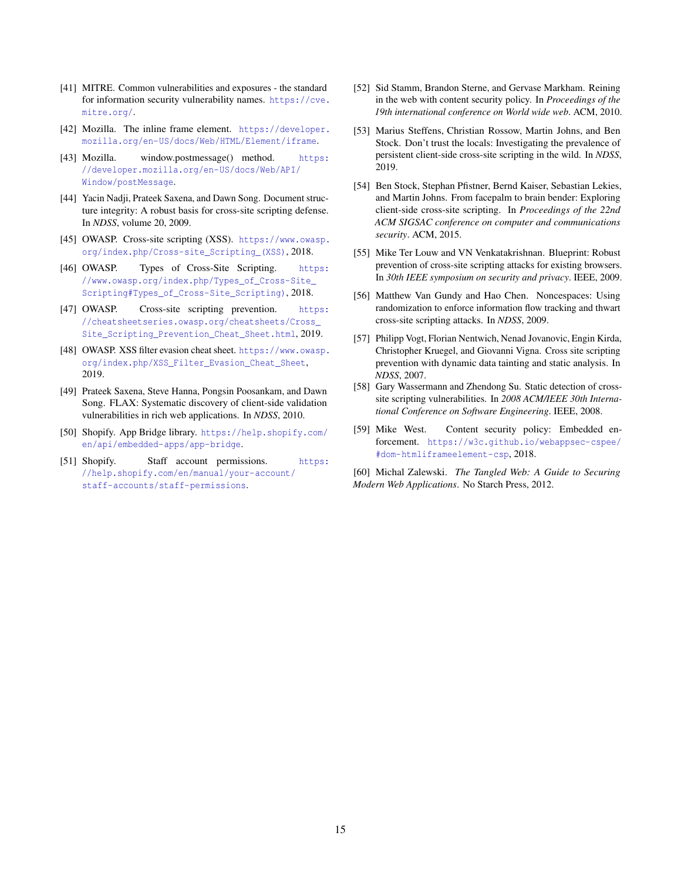[41] MITRE. Common vulnerabilities and exposures - the standard for information security vulnerability names. https://cve.mitre.org/.

[42] Mozilla. The inline frame element. https://developer.mozilla.org/en-US/docs/Web/HTML/Element/iframe.

[43] Mozilla. window.postmessage() method. https://developer.mozilla.org/en-US/docs/Web/API/Window/postMessage.

[44] Yacin Nadji, Prateek Saxena, and Dawn Song. Document structure integrity: A robust basis for cross-site scripting defense. In *NDSS*, volume 20, 2009.

[45] OWASP. Cross-site scripting (XSS). https://www.owasp.org/index.php/Cross-site_Scripting_(XSS), 2018.

[46] OWASP. Types of Cross-Site Scripting. https://www.owasp.org/index.php/Types_of_Cross-Site_Scripting#Types_of_Cross-Site_Scripting), 2018.

[47] OWASP. Cross-site scripting prevention. https://cheatsheetseries.owasp.org/cheatsheets/Cross_Site_Scripting_Prevention_Cheat_Sheet.html, 2019.

[48] OWASP. XSS filter evasion cheat sheet. https://www.owasp.org/index.php/XSS_Filter_Evasion_Cheat_Sheet, 2019.

[49] Prateek Saxena, Steve Hanna, Pongsin Poosankam, and Dawn Song. FLAX: Systematic discovery of client-side validation vulnerabilities in rich web applications. In *NDSS*, 2010.

[50] Shopify. App Bridge library. https://help.shopify.com/en/api/embedded-apps/app-bridge.

[51] Shopify. Staff account permissions. https://help.shopify.com/en/manual/your-account/staff-accounts/staff-permissions.

[52] Sid Stamm, Brandon Sterne, and Gervase Markham. Reining in the web with content security policy. In *Proceedings of the 19th international conference on World wide web*. ACM, 2010.

[53] Marius Steffens, Christian Rossow, Martin Johns, and Ben Stock. Don't trust the locals: Investigating the prevalence of persistent client-side cross-site scripting in the wild. In *NDSS*, 2019.

[54] Ben Stock, Stephan Pfistner, Bernd Kaiser, Sebastian Lekies, and Martin Johns. From facepalm to brain bender: Exploring client-side cross-site scripting. In *Proceedings of the 22nd ACM SIGSAC conference on computer and communications security*. ACM, 2015.

[55] Mike Ter Louw and VN Venkatakrishnan. Blueprint: Robust prevention of cross-site scripting attacks for existing browsers. In *30th IEEE symposium on security and privacy*. IEEE, 2009.

[56] Matthew Van Gundy and Hao Chen. Noncespaces: Using randomization to enforce information flow tracking and thwart cross-site scripting attacks. In *NDSS*, 2009.

[57] Philipp Vogt, Florian Nentwich, Nenad Jovanovic, Engin Kirda, Christopher Kruegel, and Giovanni Vigna. Cross site scripting prevention with dynamic data tainting and static analysis. In *NDSS*, 2007.

[58] Gary Wassermann and Zhendong Su. Static detection of cross-site scripting vulnerabilities. In *2008 ACM/IEEE 30th International Conference on Software Engineering*. IEEE, 2008.

[59] Mike West. Content security policy: Embedded enforcement. https://w3c.github.io/webappsec-cspee/#dom-htmliframeelement-csp, 2018.

[60] Michal Zalewski. *The Tangled Web: A Guide to Securing Modern Web Applications*. No Starch Press, 2012.